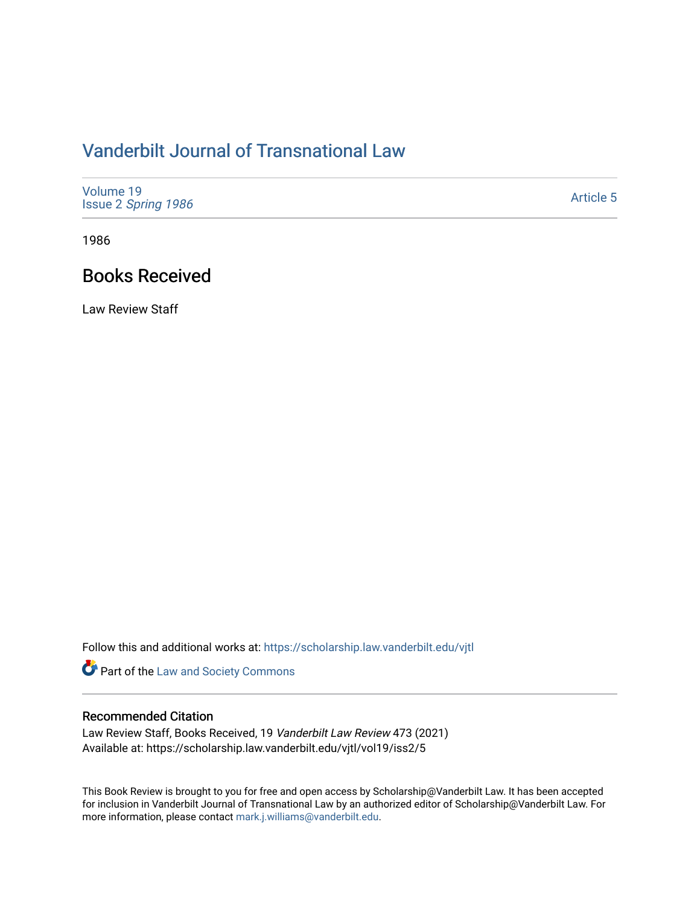# Vanderbilt Journal of Transnational Law

Volume 19
Issue 2 *Spring 1986*

Article 5

1986

## Books Received

Law Review Staff

Follow this and additional works at: https://scholarship.law.vanderbilt.edu/vjtl

Part of the Law and Society Commons

### Recommended Citation

Law Review Staff, Books Received, 19 *Vanderbilt Law Review* 473 (2021)
Available at: https://scholarship.law.vanderbilt.edu/vjtl/vol19/iss2/5

This Book Review is brought to you for free and open access by Scholarship@Vanderbilt Law. It has been accepted for inclusion in Vanderbilt Journal of Transnational Law by an authorized editor of Scholarship@Vanderbilt Law. For more information, please contact mark.j.williams@vanderbilt.edu.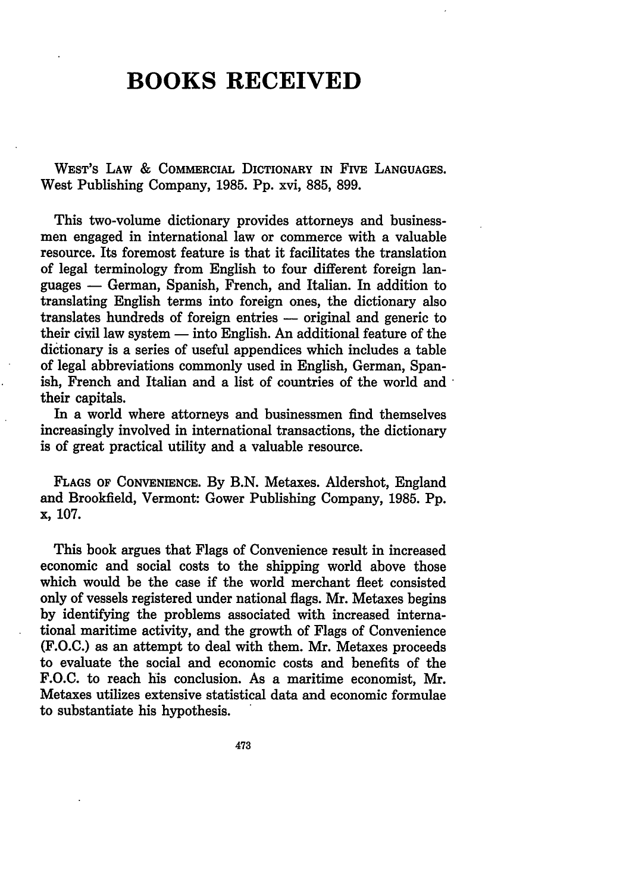# BOOKS RECEIVED

WEST'S LAW & COMMERCIAL DICTIONARY IN FIVE LANGUAGES. West Publishing Company, 1985. Pp. xvi, 885, 899.

This two-volume dictionary provides attorneys and businessmen engaged in international law or commerce with a valuable resource. Its foremost feature is that it facilitates the translation of legal terminology from English to four different foreign languages — German, Spanish, French, and Italian. In addition to translating English terms into foreign ones, the dictionary also translates hundreds of foreign entries — original and generic to their civil law system — into English. An additional feature of the dictionary is a series of useful appendices which includes a table of legal abbreviations commonly used in English, German, Spanish, French and Italian and a list of countries of the world and their capitals.

In a world where attorneys and businessmen find themselves increasingly involved in international transactions, the dictionary is of great practical utility and a valuable resource.

FLAGS OF CONVENIENCE. By B.N. Metaxes. Aldershot, England and Brookfield, Vermont: Gower Publishing Company, 1985. Pp. x, 107.

This book argues that Flags of Convenience result in increased economic and social costs to the shipping world above those which would be the case if the world merchant fleet consisted only of vessels registered under national flags. Mr. Metaxes begins by identifying the problems associated with increased international maritime activity, and the growth of Flags of Convenience (F.O.C.) as an attempt to deal with them. Mr. Metaxes proceeds to evaluate the social and economic costs and benefits of the F.O.C. to reach his conclusion. As a maritime economist, Mr. Metaxes utilizes extensive statistical data and economic formulae to substantiate his hypothesis.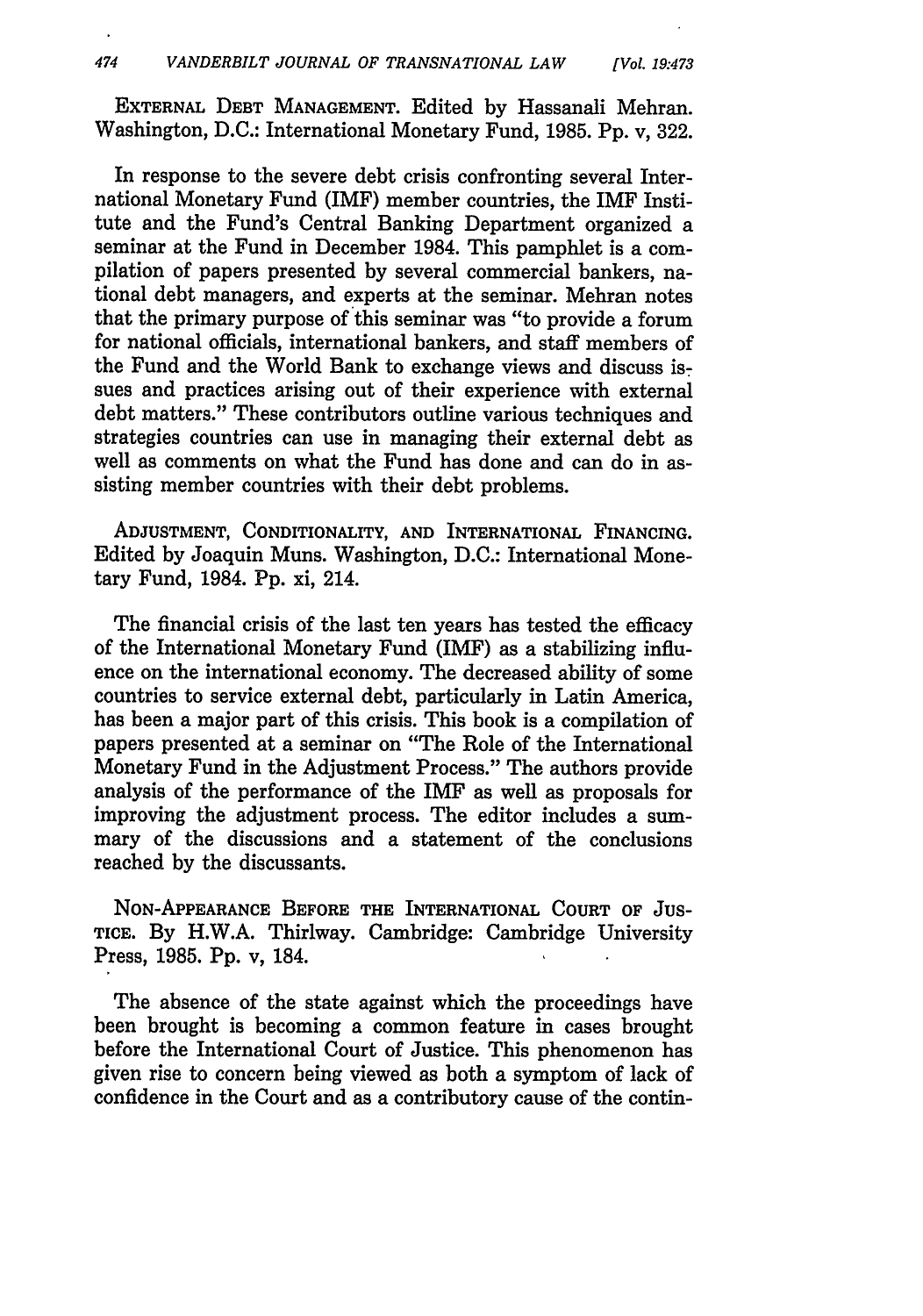EXTERNAL DEBT MANAGEMENT. Edited by Hassanali Mehran. Washington, D.C.: International Monetary Fund, 1985. Pp. v, 322.

In response to the severe debt crisis confronting several International Monetary Fund (IMF) member countries, the IMF Institute and the Fund's Central Banking Department organized a seminar at the Fund in December 1984. This pamphlet is a compilation of papers presented by several commercial bankers, national debt managers, and experts at the seminar. Mehran notes that the primary purpose of this seminar was "to provide a forum for national officials, international bankers, and staff members of the Fund and the World Bank to exchange views and discuss issues and practices arising out of their experience with external debt matters." These contributors outline various techniques and strategies countries can use in managing their external debt as well as comments on what the Fund has done and can do in assisting member countries with their debt problems.

ADJUSTMENT, CONDITIONALITY, AND INTERNATIONAL FINANCING. Edited by Joaquin Muns. Washington, D.C.: International Monetary Fund, 1984. Pp. xi, 214.

The financial crisis of the last ten years has tested the efficacy of the International Monetary Fund (IMF) as a stabilizing influence on the international economy. The decreased ability of some countries to service external debt, particularly in Latin America, has been a major part of this crisis. This book is a compilation of papers presented at a seminar on "The Role of the International Monetary Fund in the Adjustment Process." The authors provide analysis of the performance of the IMF as well as proposals for improving the adjustment process. The editor includes a summary of the discussions and a statement of the conclusions reached by the discussants.

NON-APPEARANCE BEFORE THE INTERNATIONAL COURT OF JUSTICE. By H.W.A. Thirlway. Cambridge: Cambridge University Press, 1985. Pp. v, 184.

The absence of the state against which the proceedings have been brought is becoming a common feature in cases brought before the International Court of Justice. This phenomenon has given rise to concern being viewed as both a symptom of lack of confidence in the Court and as a contributory cause of the contin-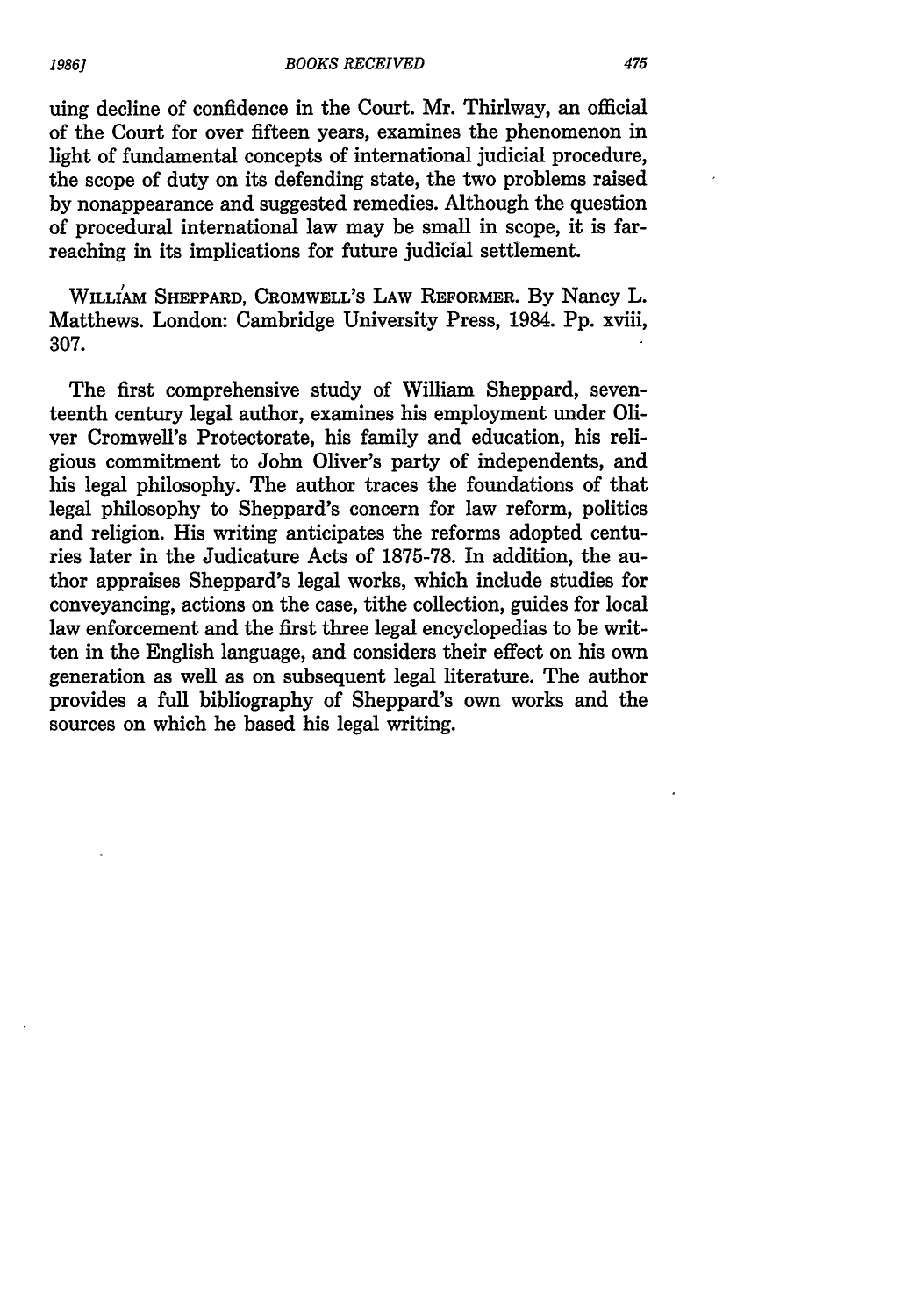uing decline of confidence in the Court. Mr. Thirlway, an official of the Court for over fifteen years, examines the phenomenon in light of fundamental concepts of international judicial procedure, the scope of duty on its defending state, the two problems raised by nonappearance and suggested remedies. Although the question of procedural international law may be small in scope, it is far-reaching in its implications for future judicial settlement.

WILLIAM SHEPPARD, CROMWELL'S LAW REFORMER. By Nancy L. Matthews. London: Cambridge University Press, 1984. Pp. xviii, 307.

The first comprehensive study of William Sheppard, seventeenth century legal author, examines his employment under Oliver Cromwell's Protectorate, his family and education, his religious commitment to John Oliver's party of independents, and his legal philosophy. The author traces the foundations of that legal philosophy to Sheppard's concern for law reform, politics and religion. His writing anticipates the reforms adopted centuries later in the Judicature Acts of 1875-78. In addition, the author appraises Sheppard's legal works, which include studies for conveyancing, actions on the case, tithe collection, guides for local law enforcement and the first three legal encyclopedias to be written in the English language, and considers their effect on his own generation as well as on subsequent legal literature. The author provides a full bibliography of Sheppard's own works and the sources on which he based his legal writing.